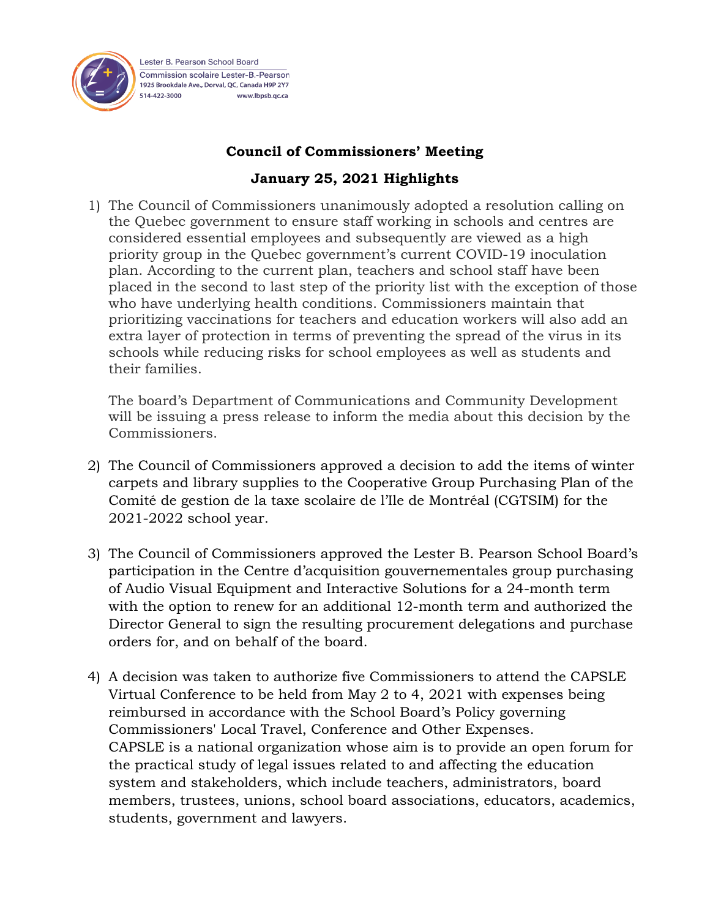Lester B. Pearson School Board
Commission scolaire Lester-B.-Pearson
1925 Brookdale Ave., Dorval, QC, Canada H9P 2Y7
514-422-3000 www.lbpsb.qc.ca

# Council of Commissioners' Meeting

## January 25, 2021 Highlights

1) The Council of Commissioners unanimously adopted a resolution calling on the Quebec government to ensure staff working in schools and centres are considered essential employees and subsequently are viewed as a high priority group in the Quebec government's current COVID-19 inoculation plan. According to the current plan, teachers and school staff have been placed in the second to last step of the priority list with the exception of those who have underlying health conditions. Commissioners maintain that prioritizing vaccinations for teachers and education workers will also add an extra layer of protection in terms of preventing the spread of the virus in its schools while reducing risks for school employees as well as students and their families.

   The board's Department of Communications and Community Development will be issuing a press release to inform the media about this decision by the Commissioners.

2) The Council of Commissioners approved a decision to add the items of winter carpets and library supplies to the Cooperative Group Purchasing Plan of the Comité de gestion de la taxe scolaire de l'Ile de Montréal (CGTSIM) for the 2021-2022 school year.

3) The Council of Commissioners approved the Lester B. Pearson School Board's participation in the Centre d'acquisition gouvernementales group purchasing of Audio Visual Equipment and Interactive Solutions for a 24-month term with the option to renew for an additional 12-month term and authorized the Director General to sign the resulting procurement delegations and purchase orders for, and on behalf of the board.

4) A decision was taken to authorize five Commissioners to attend the CAPSLE Virtual Conference to be held from May 2 to 4, 2021 with expenses being reimbursed in accordance with the School Board's Policy governing Commissioners' Local Travel, Conference and Other Expenses.
   CAPSLE is a national organization whose aim is to provide an open forum for the practical study of legal issues related to and affecting the education system and stakeholders, which include teachers, administrators, board members, trustees, unions, school board associations, educators, academics, students, government and lawyers.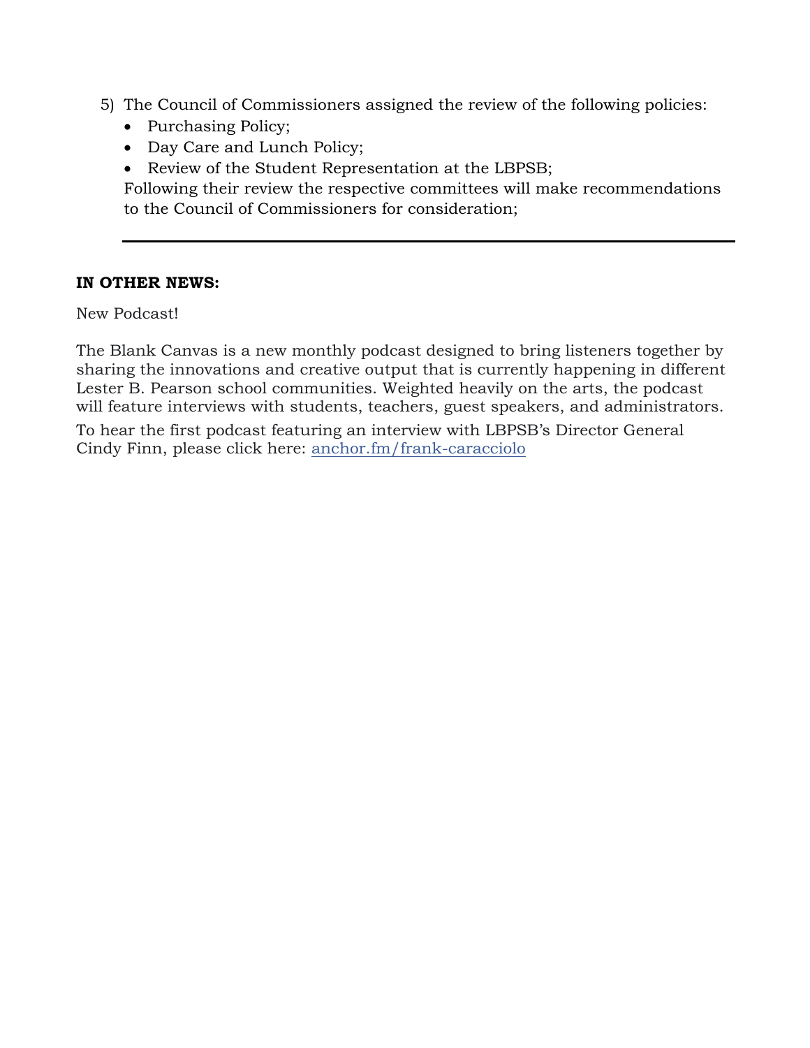5) The Council of Commissioners assigned the review of the following policies:
   - Purchasing Policy;
   - Day Care and Lunch Policy;
   - Review of the Student Representation at the LBPSB;

   Following their review the respective committees will make recommendations to the Council of Commissioners for consideration;

---

**IN OTHER NEWS:**

New Podcast!

The Blank Canvas is a new monthly podcast designed to bring listeners together by sharing the innovations and creative output that is currently happening in different Lester B. Pearson school communities. Weighted heavily on the arts, the podcast will feature interviews with students, teachers, guest speakers, and administrators.

To hear the first podcast featuring an interview with LBPSB's Director General Cindy Finn, please click here: [anchor.fm/frank-caracciolo](anchor.fm/frank-caracciolo)